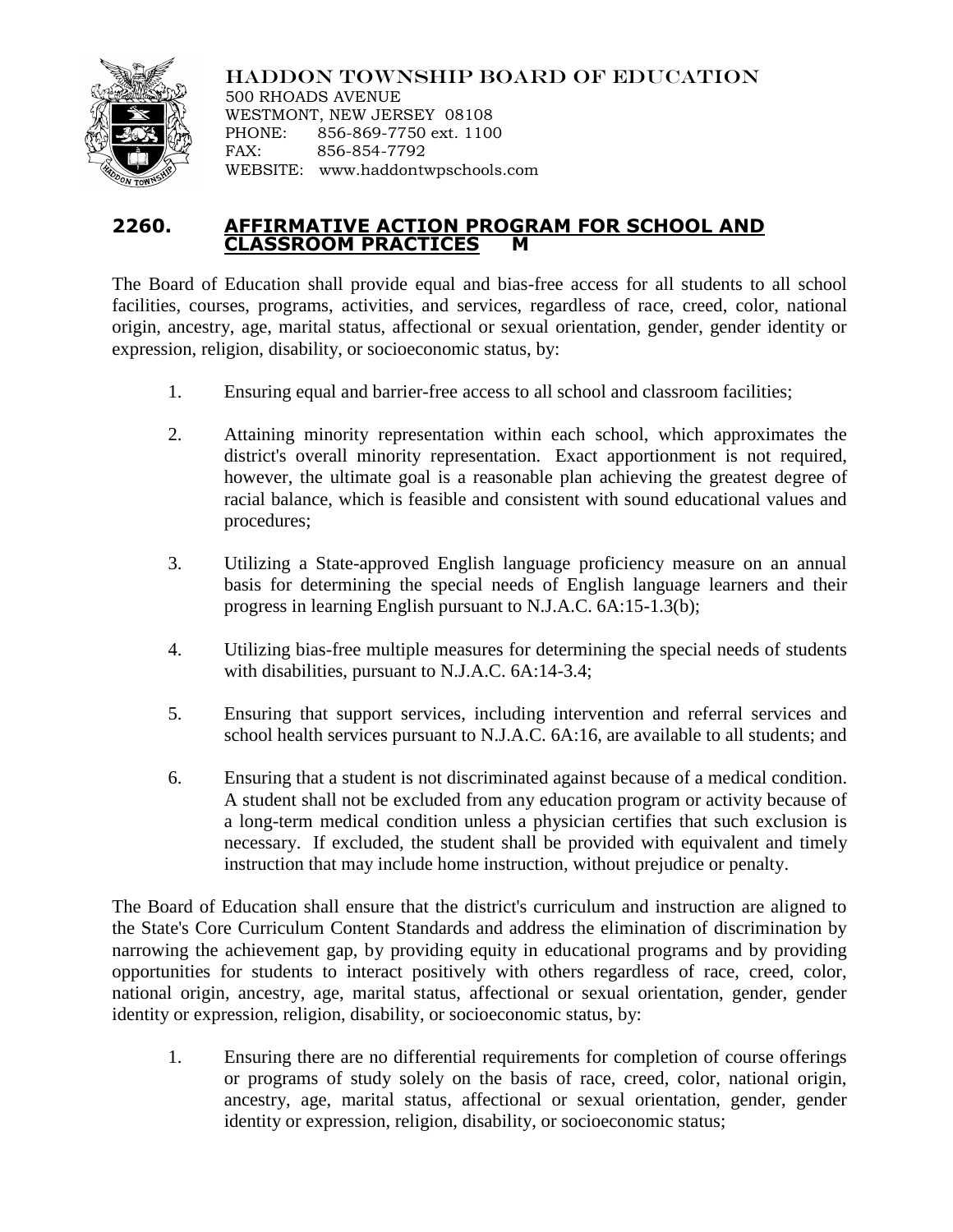HADDON TOWNSHIP BOARD OF EDUCATION
500 RHOADS AVENUE
WESTMONT, NEW JERSEY 08108
PHONE: 856-869-7750 ext. 1100
FAX: 856-854-7792
WEBSITE: www.haddontwpschools.com

## 2260. AFFIRMATIVE ACTION PROGRAM FOR SCHOOL AND CLASSROOM PRACTICES M

The Board of Education shall provide equal and bias-free access for all students to all school facilities, courses, programs, activities, and services, regardless of race, creed, color, national origin, ancestry, age, marital status, affectional or sexual orientation, gender, gender identity or expression, religion, disability, or socioeconomic status, by:

1. Ensuring equal and barrier-free access to all school and classroom facilities;
2. Attaining minority representation within each school, which approximates the district's overall minority representation. Exact apportionment is not required, however, the ultimate goal is a reasonable plan achieving the greatest degree of racial balance, which is feasible and consistent with sound educational values and procedures;
3. Utilizing a State-approved English language proficiency measure on an annual basis for determining the special needs of English language learners and their progress in learning English pursuant to N.J.A.C. 6A:15-1.3(b);
4. Utilizing bias-free multiple measures for determining the special needs of students with disabilities, pursuant to N.J.A.C. 6A:14-3.4;
5. Ensuring that support services, including intervention and referral services and school health services pursuant to N.J.A.C. 6A:16, are available to all students; and
6. Ensuring that a student is not discriminated against because of a medical condition. A student shall not be excluded from any education program or activity because of a long-term medical condition unless a physician certifies that such exclusion is necessary. If excluded, the student shall be provided with equivalent and timely instruction that may include home instruction, without prejudice or penalty.

The Board of Education shall ensure that the district's curriculum and instruction are aligned to the State's Core Curriculum Content Standards and address the elimination of discrimination by narrowing the achievement gap, by providing equity in educational programs and by providing opportunities for students to interact positively with others regardless of race, creed, color, national origin, ancestry, age, marital status, affectional or sexual orientation, gender, gender identity or expression, religion, disability, or socioeconomic status, by:

1. Ensuring there are no differential requirements for completion of course offerings or programs of study solely on the basis of race, creed, color, national origin, ancestry, age, marital status, affectional or sexual orientation, gender, gender identity or expression, religion, disability, or socioeconomic status;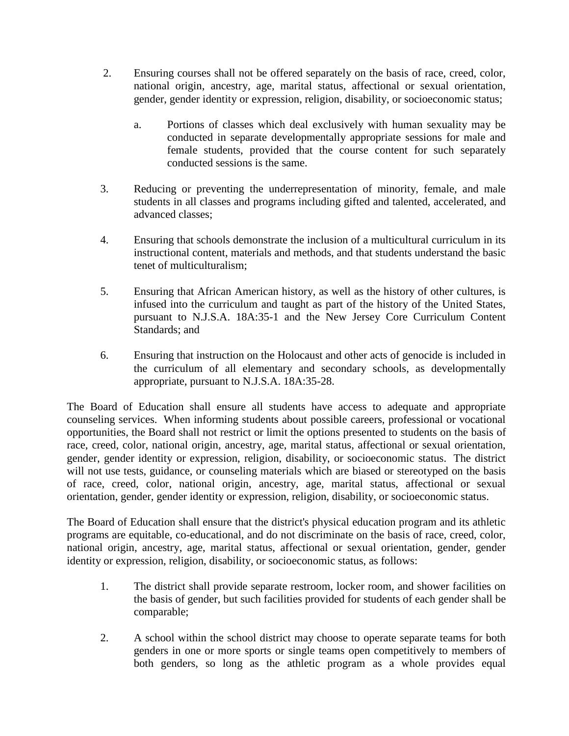2. Ensuring courses shall not be offered separately on the basis of race, creed, color, national origin, ancestry, age, marital status, affectional or sexual orientation, gender, gender identity or expression, religion, disability, or socioeconomic status;

   a. Portions of classes which deal exclusively with human sexuality may be conducted in separate developmentally appropriate sessions for male and female students, provided that the course content for such separately conducted sessions is the same.

3. Reducing or preventing the underrepresentation of minority, female, and male students in all classes and programs including gifted and talented, accelerated, and advanced classes;

4. Ensuring that schools demonstrate the inclusion of a multicultural curriculum in its instructional content, materials and methods, and that students understand the basic tenet of multiculturalism;

5. Ensuring that African American history, as well as the history of other cultures, is infused into the curriculum and taught as part of the history of the United States, pursuant to N.J.S.A. 18A:35-1 and the New Jersey Core Curriculum Content Standards; and

6. Ensuring that instruction on the Holocaust and other acts of genocide is included in the curriculum of all elementary and secondary schools, as developmentally appropriate, pursuant to N.J.S.A. 18A:35-28.

The Board of Education shall ensure all students have access to adequate and appropriate counseling services. When informing students about possible careers, professional or vocational opportunities, the Board shall not restrict or limit the options presented to students on the basis of race, creed, color, national origin, ancestry, age, marital status, affectional or sexual orientation, gender, gender identity or expression, religion, disability, or socioeconomic status. The district will not use tests, guidance, or counseling materials which are biased or stereotyped on the basis of race, creed, color, national origin, ancestry, age, marital status, affectional or sexual orientation, gender, gender identity or expression, religion, disability, or socioeconomic status.

The Board of Education shall ensure that the district's physical education program and its athletic programs are equitable, co-educational, and do not discriminate on the basis of race, creed, color, national origin, ancestry, age, marital status, affectional or sexual orientation, gender, gender identity or expression, religion, disability, or socioeconomic status, as follows:

1. The district shall provide separate restroom, locker room, and shower facilities on the basis of gender, but such facilities provided for students of each gender shall be comparable;

2. A school within the school district may choose to operate separate teams for both genders in one or more sports or single teams open competitively to members of both genders, so long as the athletic program as a whole provides equal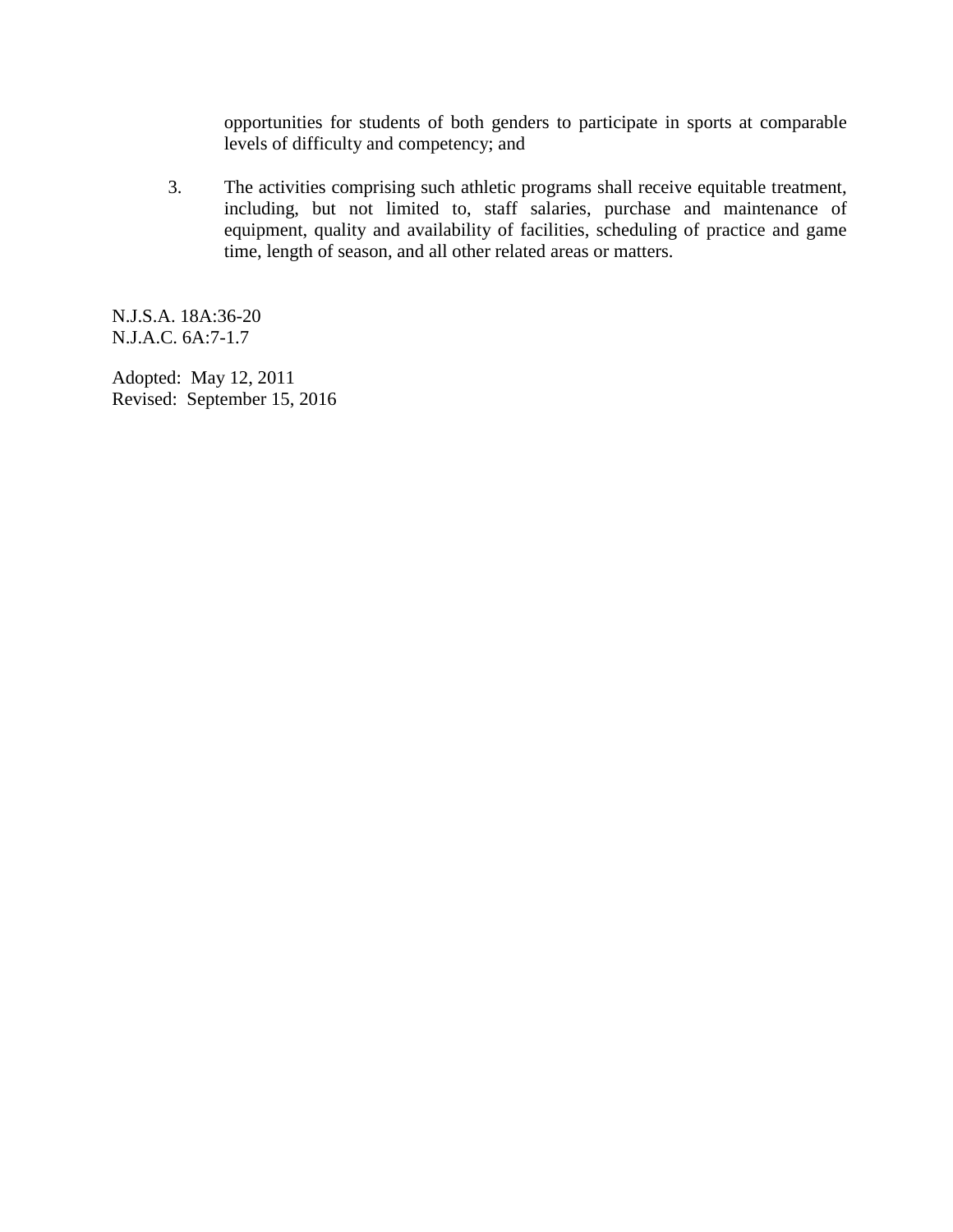opportunities for students of both genders to participate in sports at comparable levels of difficulty and competency; and

3. The activities comprising such athletic programs shall receive equitable treatment, including, but not limited to, staff salaries, purchase and maintenance of equipment, quality and availability of facilities, scheduling of practice and game time, length of season, and all other related areas or matters.

N.J.S.A. 18A:36-20
N.J.A.C. 6A:7-1.7

Adopted: May 12, 2011
Revised: September 15, 2016